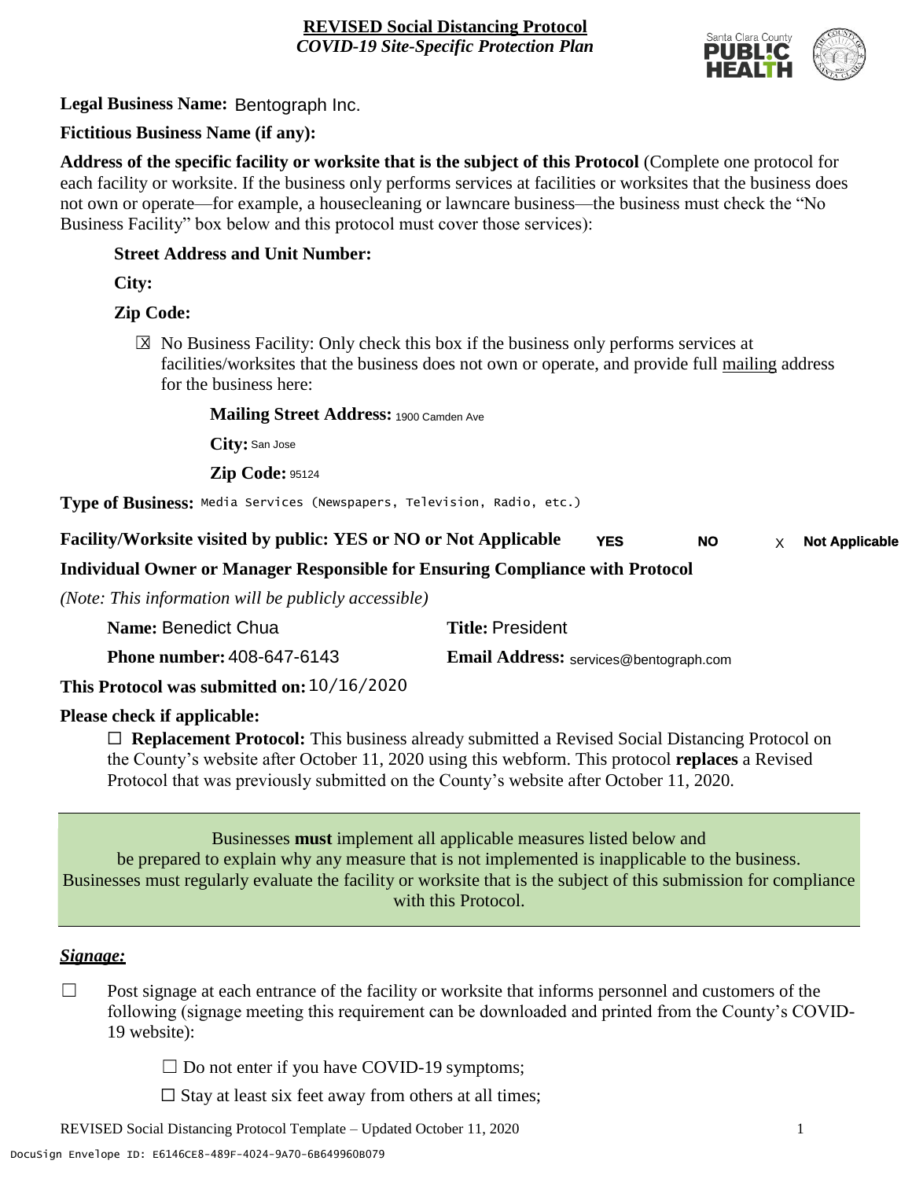**REVISED Social Distancing Protocol**
*COVID-19 Site-Specific Protection Plan*

**Legal Business Name:** Bentograph Inc.

**Fictitious Business Name (if any):**

**Address of the specific facility or worksite that is the subject of this Protocol** (Complete one protocol for each facility or worksite. If the business only performs services at facilities or worksites that the business does not own or operate—for example, a housecleaning or lawncare business—the business must check the "No Business Facility" box below and this protocol must cover those services):

**Street Address and Unit Number:**

**City:**

**Zip Code:**

☒ No Business Facility: Only check this box if the business only performs services at facilities/worksites that the business does not own or operate, and provide full mailing address for the business here:

**Mailing Street Address:** 1900 Camden Ave

**City:** San Jose

**Zip Code:** 95124

**Type of Business:** Media Services (Newspapers, Television, Radio, etc.)

**Facility/Worksite visited by public: YES or NO or Not Applicable** YES NO X Not Applicable

**Individual Owner or Manager Responsible for Ensuring Compliance with Protocol**

*(Note: This information will be publicly accessible)*

**Name:** Benedict Chua **Title:** President

**Phone number:** 408-647-6143 **Email Address:** services@bentograph.com

**This Protocol was submitted on:** 10/16/2020

**Please check if applicable:**

☐ **Replacement Protocol:** This business already submitted a Revised Social Distancing Protocol on the County's website after October 11, 2020 using this webform. This protocol **replaces** a Revised Protocol that was previously submitted on the County's website after October 11, 2020.

Businesses **must** implement all applicable measures listed below and be prepared to explain why any measure that is not implemented is inapplicable to the business. Businesses must regularly evaluate the facility or worksite that is the subject of this submission for compliance with this Protocol.

***Signage:***

☐ Post signage at each entrance of the facility or worksite that informs personnel and customers of the following (signage meeting this requirement can be downloaded and printed from the County's COVID-19 website):

☐ Do not enter if you have COVID-19 symptoms;

☐ Stay at least six feet away from others at all times;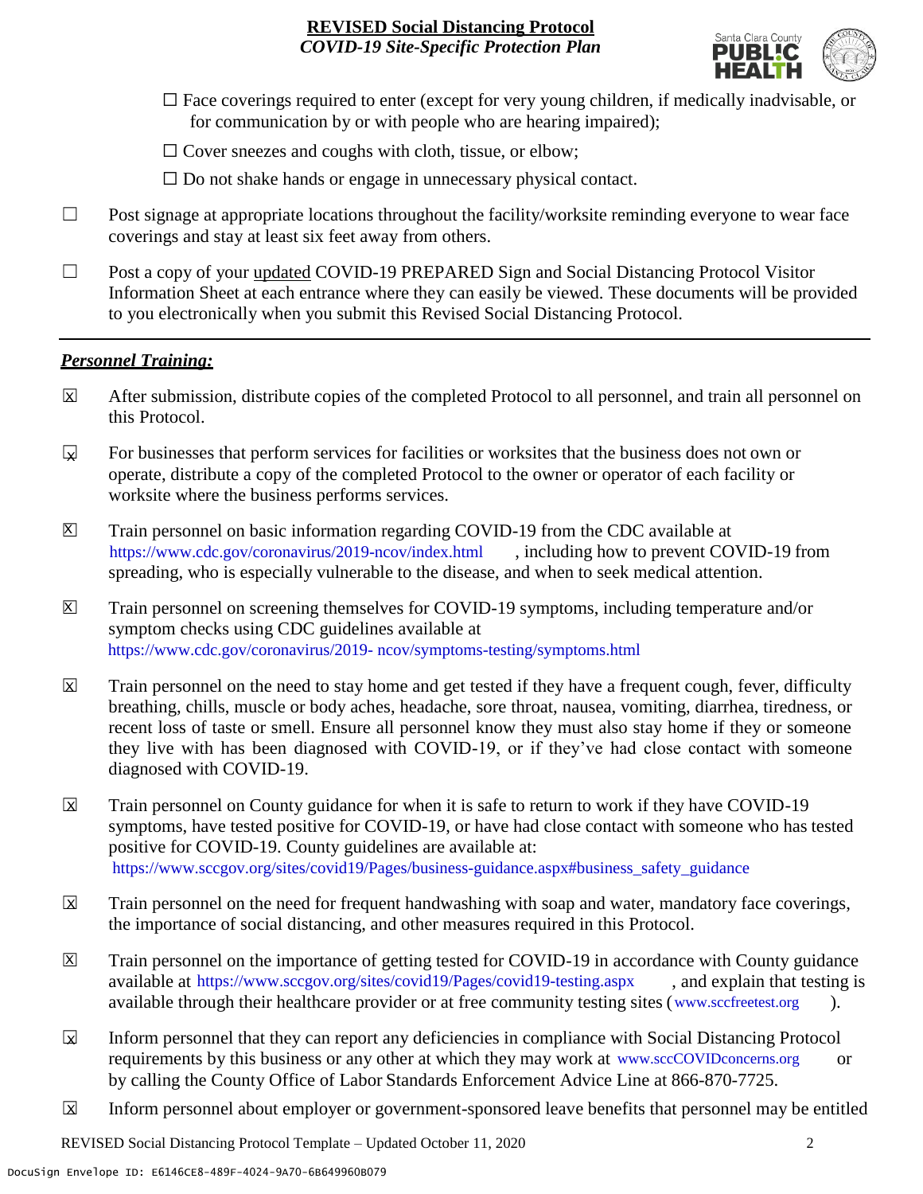- ☐ Face coverings required to enter (except for very young children, if medically inadvisable, or for communication by or with people who are hearing impaired);
- ☐ Cover sneezes and coughs with cloth, tissue, or elbow;
- ☐ Do not shake hands or engage in unnecessary physical contact.

☐ Post signage at appropriate locations throughout the facility/worksite reminding everyone to wear face coverings and stay at least six feet away from others.

☐ Post a copy of your updated COVID-19 PREPARED Sign and Social Distancing Protocol Visitor Information Sheet at each entrance where they can easily be viewed. These documents will be provided to you electronically when you submit this Revised Social Distancing Protocol.

---

***Personnel Training:***

☒ After submission, distribute copies of the completed Protocol to all personnel, and train all personnel on this Protocol.

☒ For businesses that perform services for facilities or worksites that the business does not own or operate, distribute a copy of the completed Protocol to the owner or operator of each facility or worksite where the business performs services.

☒ Train personnel on basic information regarding COVID-19 from the CDC available at https://www.cdc.gov/coronavirus/2019-ncov/index.html, including how to prevent COVID-19 from spreading, who is especially vulnerable to the disease, and when to seek medical attention.

☒ Train personnel on screening themselves for COVID-19 symptoms, including temperature and/or symptom checks using CDC guidelines available at https://www.cdc.gov/coronavirus/2019- ncov/symptoms-testing/symptoms.html

☒ Train personnel on the need to stay home and get tested if they have a frequent cough, fever, difficulty breathing, chills, muscle or body aches, headache, sore throat, nausea, vomiting, diarrhea, tiredness, or recent loss of taste or smell. Ensure all personnel know they must also stay home if they or someone they live with has been diagnosed with COVID-19, or if they've had close contact with someone diagnosed with COVID-19.

☒ Train personnel on County guidance for when it is safe to return to work if they have COVID-19 symptoms, have tested positive for COVID-19, or have had close contact with someone who has tested positive for COVID-19. County guidelines are available at: https://www.sccgov.org/sites/covid19/Pages/business-guidance.aspx#business_safety_guidance

☒ Train personnel on the need for frequent handwashing with soap and water, mandatory face coverings, the importance of social distancing, and other measures required in this Protocol.

☒ Train personnel on the importance of getting tested for COVID-19 in accordance with County guidance available at https://www.sccgov.org/sites/covid19/Pages/covid19-testing.aspx, and explain that testing is available through their healthcare provider or at free community testing sites (www.sccfreetest.org).

☒ Inform personnel that they can report any deficiencies in compliance with Social Distancing Protocol requirements by this business or any other at which they may work at www.sccCOVIDconcerns.org or by calling the County Office of Labor Standards Enforcement Advice Line at 866-870-7725.

☒ Inform personnel about employer or government-sponsored leave benefits that personnel may be entitled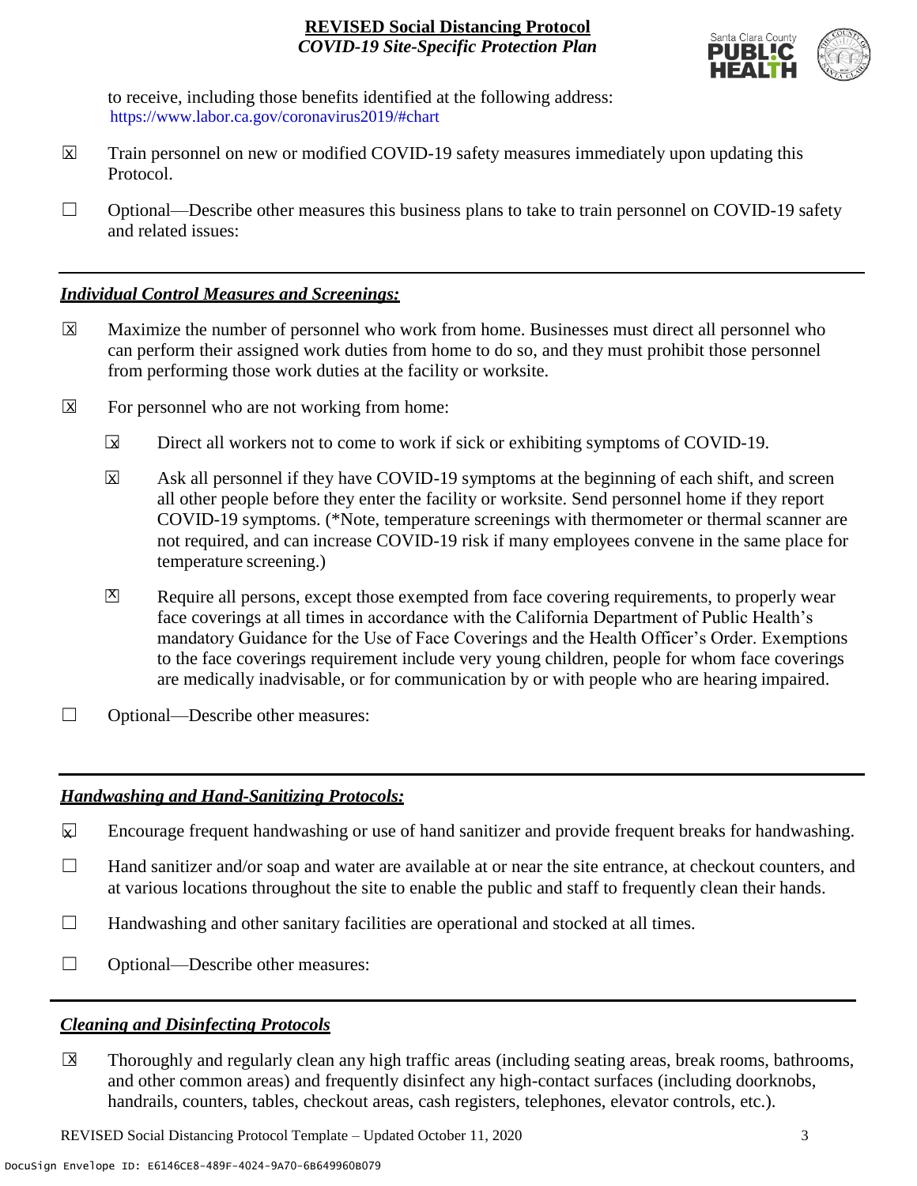to receive, including those benefits identified at the following address: https://www.labor.ca.gov/coronavirus2019/#chart

☒ Train personnel on new or modified COVID-19 safety measures immediately upon updating this Protocol.

☐ Optional—Describe other measures this business plans to take to train personnel on COVID-19 safety and related issues:

## *Individual Control Measures and Screenings:*

☒ Maximize the number of personnel who work from home. Businesses must direct all personnel who can perform their assigned work duties from home to do so, and they must prohibit those personnel from performing those work duties at the facility or worksite.

☒ For personnel who are not working from home:

- ☒ Direct all workers not to come to work if sick or exhibiting symptoms of COVID-19.
- ☒ Ask all personnel if they have COVID-19 symptoms at the beginning of each shift, and screen all other people before they enter the facility or worksite. Send personnel home if they report COVID-19 symptoms. (*Note, temperature screenings with thermometer or thermal scanner are not required, and can increase COVID-19 risk if many employees convene in the same place for temperature screening.)
- ☒ Require all persons, except those exempted from face covering requirements, to properly wear face coverings at all times in accordance with the California Department of Public Health's mandatory Guidance for the Use of Face Coverings and the Health Officer's Order. Exemptions to the face coverings requirement include very young children, people for whom face coverings are medically inadvisable, or for communication by or with people who are hearing impaired.

☐ Optional—Describe other measures:

## *Handwashing and Hand-Sanitizing Protocols:*

☒ Encourage frequent handwashing or use of hand sanitizer and provide frequent breaks for handwashing.

☐ Hand sanitizer and/or soap and water are available at or near the site entrance, at checkout counters, and at various locations throughout the site to enable the public and staff to frequently clean their hands.

☐ Handwashing and other sanitary facilities are operational and stocked at all times.

☐ Optional—Describe other measures:

## *Cleaning and Disinfecting Protocols*

☒ Thoroughly and regularly clean any high traffic areas (including seating areas, break rooms, bathrooms, and other common areas) and frequently disinfect any high-contact surfaces (including doorknobs, handrails, counters, tables, checkout areas, cash registers, telephones, elevator controls, etc.).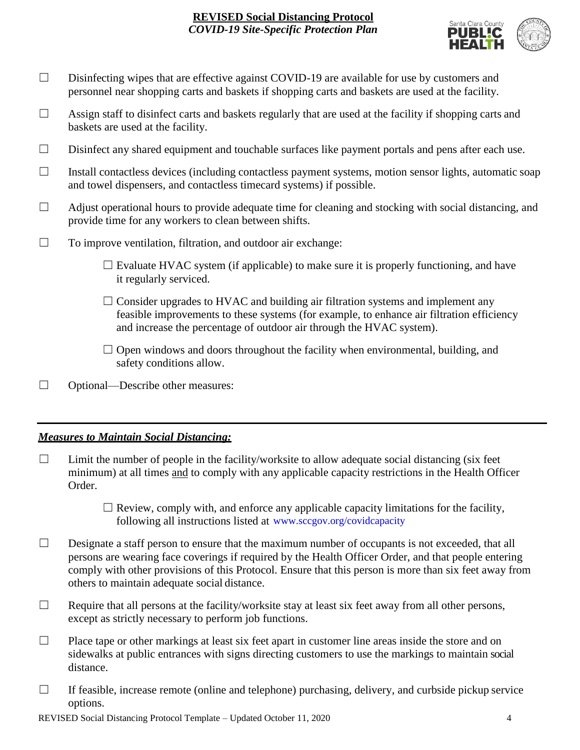☐ Disinfecting wipes that are effective against COVID-19 are available for use by customers and personnel near shopping carts and baskets if shopping carts and baskets are used at the facility.

☐ Assign staff to disinfect carts and baskets regularly that are used at the facility if shopping carts and baskets are used at the facility.

☐ Disinfect any shared equipment and touchable surfaces like payment portals and pens after each use.

☐ Install contactless devices (including contactless payment systems, motion sensor lights, automatic soap and towel dispensers, and contactless timecard systems) if possible.

☐ Adjust operational hours to provide adequate time for cleaning and stocking with social distancing, and provide time for any workers to clean between shifts.

☐ To improve ventilation, filtration, and outdoor air exchange:

   ☐ Evaluate HVAC system (if applicable) to make sure it is properly functioning, and have it regularly serviced.

   ☐ Consider upgrades to HVAC and building air filtration systems and implement any feasible improvements to these systems (for example, to enhance air filtration efficiency and increase the percentage of outdoor air through the HVAC system).

   ☐ Open windows and doors throughout the facility when environmental, building, and safety conditions allow.

☐ Optional—Describe other measures:

---

## ***Measures to Maintain Social Distancing:***

☐ Limit the number of people in the facility/worksite to allow adequate social distancing (six feet minimum) at all times and to comply with any applicable capacity restrictions in the Health Officer Order.

   ☐ Review, comply with, and enforce any applicable capacity limitations for the facility, following all instructions listed at www.sccgov.org/covidcapacity

☐ Designate a staff person to ensure that the maximum number of occupants is not exceeded, that all persons are wearing face coverings if required by the Health Officer Order, and that people entering comply with other provisions of this Protocol. Ensure that this person is more than six feet away from others to maintain adequate social distance.

☐ Require that all persons at the facility/worksite stay at least six feet away from all other persons, except as strictly necessary to perform job functions.

☐ Place tape or other markings at least six feet apart in customer line areas inside the store and on sidewalks at public entrances with signs directing customers to use the markings to maintain social distance.

☐ If feasible, increase remote (online and telephone) purchasing, delivery, and curbside pickup service options.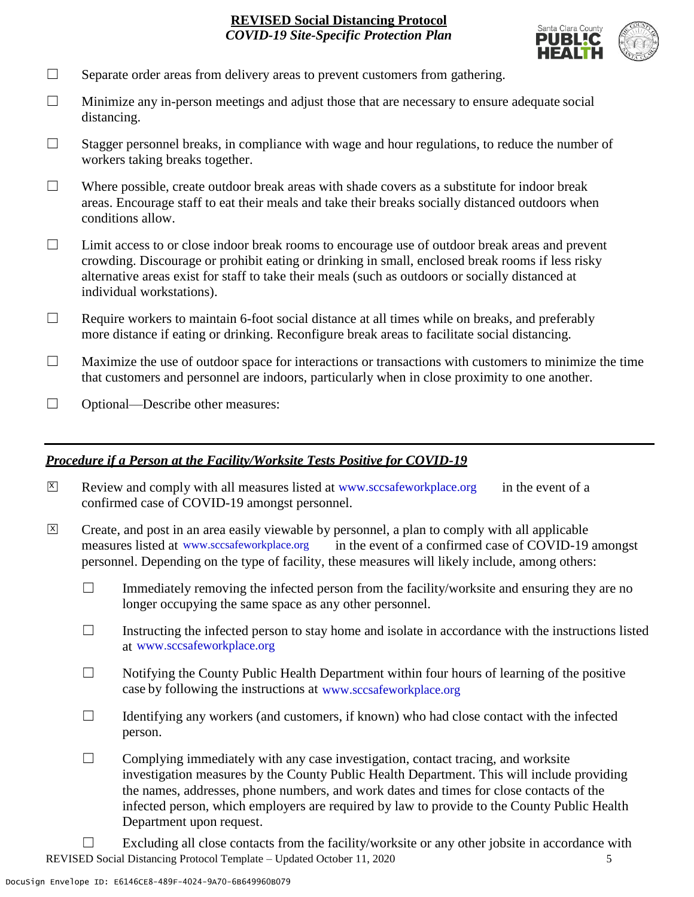- ☐ Separate order areas from delivery areas to prevent customers from gathering.
- ☐ Minimize any in-person meetings and adjust those that are necessary to ensure adequate social distancing.
- ☐ Stagger personnel breaks, in compliance with wage and hour regulations, to reduce the number of workers taking breaks together.
- ☐ Where possible, create outdoor break areas with shade covers as a substitute for indoor break areas. Encourage staff to eat their meals and take their breaks socially distanced outdoors when conditions allow.
- ☐ Limit access to or close indoor break rooms to encourage use of outdoor break areas and prevent crowding. Discourage or prohibit eating or drinking in small, enclosed break rooms if less risky alternative areas exist for staff to take their meals (such as outdoors or socially distanced at individual workstations).
- ☐ Require workers to maintain 6-foot social distance at all times while on breaks, and preferably more distance if eating or drinking. Reconfigure break areas to facilitate social distancing.
- ☐ Maximize the use of outdoor space for interactions or transactions with customers to minimize the time that customers and personnel are indoors, particularly when in close proximity to one another.
- ☐ Optional—Describe other measures:

---

***Procedure if a Person at the Facility/Worksite Tests Positive for COVID-19***

- ☒ Review and comply with all measures listed at www.sccsafeworkplace.org in the event of a confirmed case of COVID-19 amongst personnel.
- ☒ Create, and post in an area easily viewable by personnel, a plan to comply with all applicable measures listed at www.sccsafeworkplace.org in the event of a confirmed case of COVID-19 amongst personnel. Depending on the type of facility, these measures will likely include, among others:
  - ☐ Immediately removing the infected person from the facility/worksite and ensuring they are no longer occupying the same space as any other personnel.
  - ☐ Instructing the infected person to stay home and isolate in accordance with the instructions listed at www.sccsafeworkplace.org
  - ☐ Notifying the County Public Health Department within four hours of learning of the positive case by following the instructions at www.sccsafeworkplace.org
  - ☐ Identifying any workers (and customers, if known) who had close contact with the infected person.
  - ☐ Complying immediately with any case investigation, contact tracing, and worksite investigation measures by the County Public Health Department. This will include providing the names, addresses, phone numbers, and work dates and times for close contacts of the infected person, which employers are required by law to provide to the County Public Health Department upon request.
  - ☐ Excluding all close contacts from the facility/worksite or any other jobsite in accordance with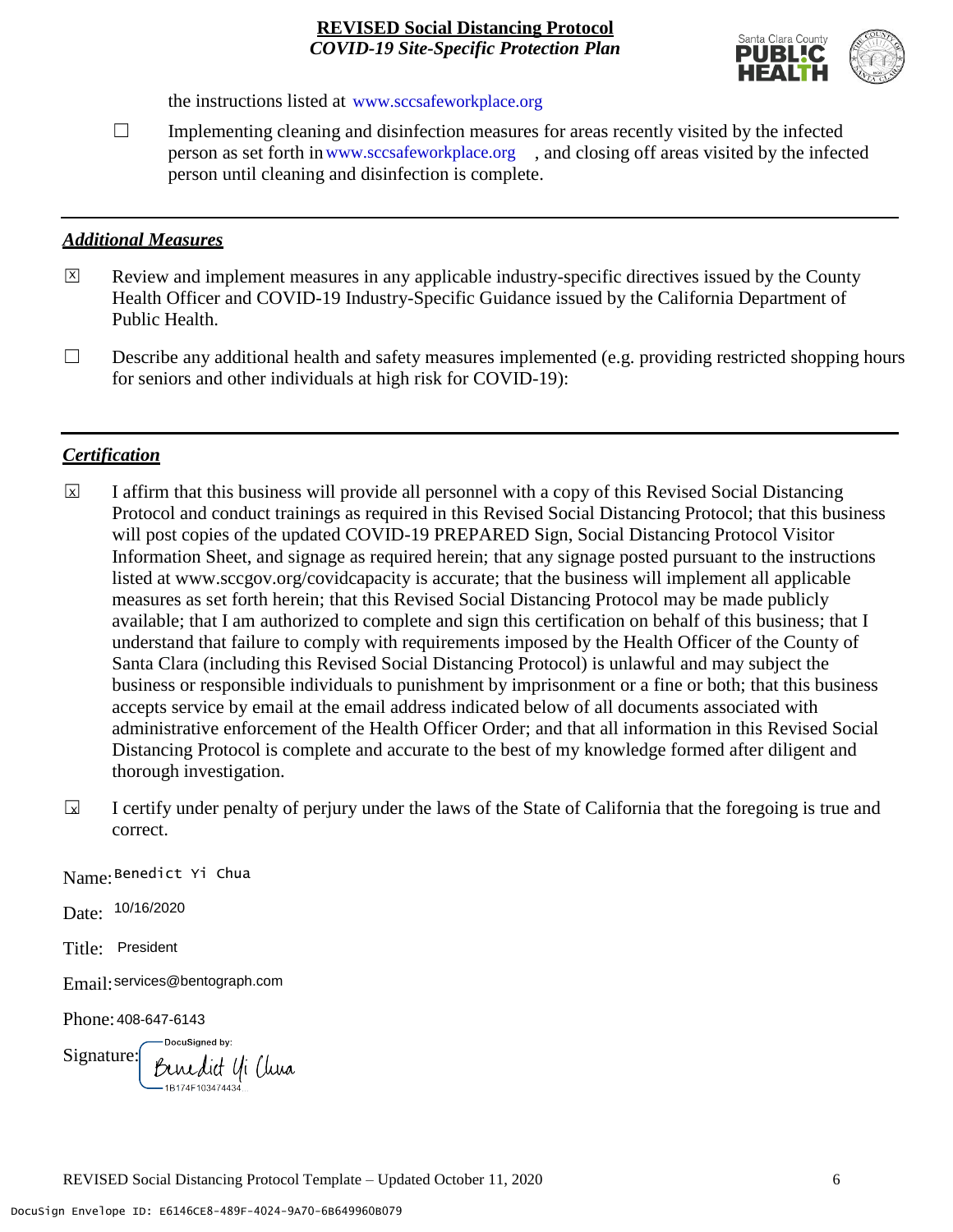the instructions listed at www.sccsafeworkplace.org

☐ Implementing cleaning and disinfection measures for areas recently visited by the infected person as set forth in www.sccsafeworkplace.org, and closing off areas visited by the infected person until cleaning and disinfection is complete.

---

## *Additional Measures*

☒ Review and implement measures in any applicable industry-specific directives issued by the County Health Officer and COVID-19 Industry-Specific Guidance issued by the California Department of Public Health.

☐ Describe any additional health and safety measures implemented (e.g. providing restricted shopping hours for seniors and other individuals at high risk for COVID-19):

---

## *Certification*

☒ I affirm that this business will provide all personnel with a copy of this Revised Social Distancing Protocol and conduct trainings as required in this Revised Social Distancing Protocol; that this business will post copies of the updated COVID-19 PREPARED Sign, Social Distancing Protocol Visitor Information Sheet, and signage as required herein; that any signage posted pursuant to the instructions listed at www.sccgov.org/covidcapacity is accurate; that the business will implement all applicable measures as set forth herein; that this Revised Social Distancing Protocol may be made publicly available; that I am authorized to complete and sign this certification on behalf of this business; that I understand that failure to comply with requirements imposed by the Health Officer of the County of Santa Clara (including this Revised Social Distancing Protocol) is unlawful and may subject the business or responsible individuals to punishment by imprisonment or a fine or both; that this business accepts service by email at the email address indicated below of all documents associated with administrative enforcement of the Health Officer Order; and that all information in this Revised Social Distancing Protocol is complete and accurate to the best of my knowledge formed after diligent and thorough investigation.

☒ I certify under penalty of perjury under the laws of the State of California that the foregoing is true and correct.

Name: Benedict Yi Chua

Date: 10/16/2020

Title: President

Email: services@bentograph.com

Phone: 408-647-6143

Signature: DocuSigned by: Benedict Yi Chua 1B174F103474434...